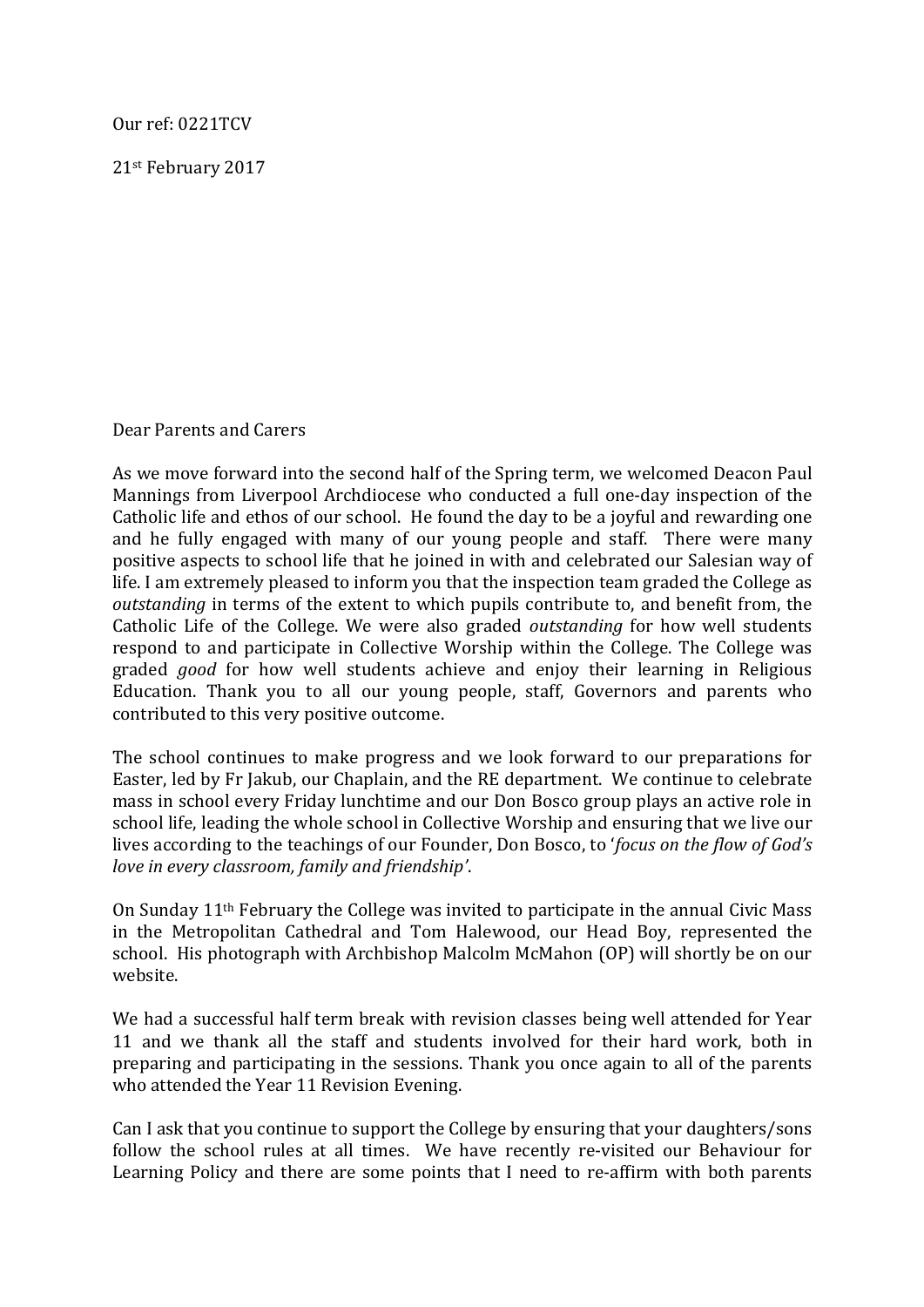Our ref: 0221TCV

21st February 2017

Dear Parents and Carers

As we move forward into the second half of the Spring term, we welcomed Deacon Paul Mannings from Liverpool Archdiocese who conducted a full one-day inspection of the Catholic life and ethos of our school. He found the day to be a joyful and rewarding one and he fully engaged with many of our young people and staff. There were many positive aspects to school life that he joined in with and celebrated our Salesian way of life. I am extremely pleased to inform you that the inspection team graded the College as *outstanding* in terms of the extent to which pupils contribute to, and benefit from, the Catholic Life of the College. We were also graded *outstanding* for how well students respond to and participate in Collective Worship within the College. The College was graded *good* for how well students achieve and enjoy their learning in Religious Education. Thank you to all our young people, staff, Governors and parents who contributed to this very positive outcome.

The school continues to make progress and we look forward to our preparations for Easter, led by Fr Jakub, our Chaplain, and the RE department. We continue to celebrate mass in school every Friday lunchtime and our Don Bosco group plays an active role in school life, leading the whole school in Collective Worship and ensuring that we live our lives according to the teachings of our Founder, Don Bosco, to '*focus on the flow of God's love in every classroom, family and friendship'*.

On Sunday 11th February the College was invited to participate in the annual Civic Mass in the Metropolitan Cathedral and Tom Halewood, our Head Boy, represented the school. His photograph with Archbishop Malcolm McMahon (OP) will shortly be on our website.

We had a successful half term break with revision classes being well attended for Year 11 and we thank all the staff and students involved for their hard work, both in preparing and participating in the sessions. Thank you once again to all of the parents who attended the Year 11 Revision Evening.

Can I ask that you continue to support the College by ensuring that your daughters/sons follow the school rules at all times. We have recently re-visited our Behaviour for Learning Policy and there are some points that I need to re-affirm with both parents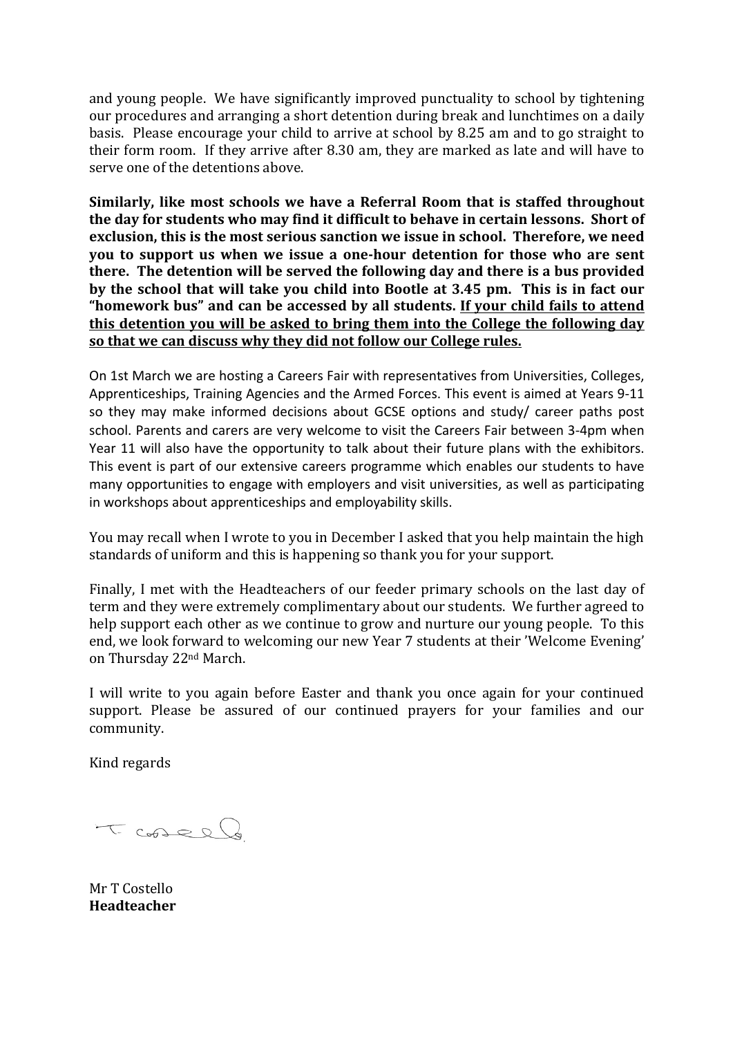and young people. We have significantly improved punctuality to school by tightening our procedures and arranging a short detention during break and lunchtimes on a daily basis. Please encourage your child to arrive at school by 8.25 am and to go straight to their form room. If they arrive after 8.30 am, they are marked as late and will have to serve one of the detentions above.

**Similarly, like most schools we have a Referral Room that is staffed throughout the day for students who may find it difficult to behave in certain lessons. Short of exclusion, this is the most serious sanction we issue in school. Therefore, we need you to support us when we issue a one-hour detention for those who are sent there. The detention will be served the following day and there is a bus provided by the school that will take you child into Bootle at 3.45 pm. This is in fact our "homework bus" and can be accessed by all students. <u>If your child fails to attend this detention you will be asked to bring them into the College the following day so that we can discuss why they did not follow our College rules.</u>**

On 1st March we are hosting a Careers Fair with representatives from Universities, Colleges, Apprenticeships, Training Agencies and the Armed Forces. This event is aimed at Years 9-11 so they may make informed decisions about GCSE options and study/ career paths post school. Parents and carers are very welcome to visit the Careers Fair between 3-4pm when Year 11 will also have the opportunity to talk about their future plans with the exhibitors. This event is part of our extensive careers programme which enables our students to have many opportunities to engage with employers and visit universities, as well as participating in workshops about apprenticeships and employability skills.

You may recall when I wrote to you in December I asked that you help maintain the high standards of uniform and this is happening so thank you for your support.

Finally, I met with the Headteachers of our feeder primary schools on the last day of term and they were extremely complimentary about our students. We further agreed to help support each other as we continue to grow and nurture our young people. To this end, we look forward to welcoming our new Year 7 students at their 'Welcome Evening' on Thursday 22nd March.

I will write to you again before Easter and thank you once again for your continued support. Please be assured of our continued prayers for your families and our community.

Kind regards

T Costello

Mr T Costello
**Headteacher**